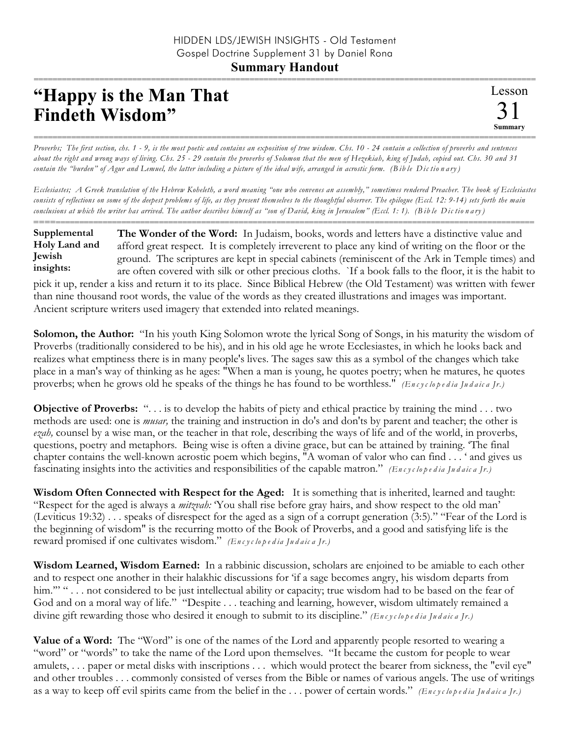HIDDEN LDS/JEWISH INSIGHTS - Old Testament
Gospel Doctrine Supplement 31 by Daniel Rona

**Summary Handout**

# "Happy is the Man That Findeth Wisdom"

Lesson 31 **Summary**

*Proverbs; The first section, chs. 1 - 9, is the most poetic and contains an exposition of true wisdom. Chs. 10 - 24 contain a collection of proverbs and sentences about the right and wrong ways of living. Chs. 25 - 29 contain the proverbs of Solomon that the men of Hezekiah, king of Judah, copied out. Chs. 30 and 31 contain the "burden" of Agur and Lemuel, the latter including a picture of the ideal wife, arranged in acrostic form. (Bible Dictionary)*

*Ecclesiastes; A Greek translation of the Hebrew Koheleth, a word meaning "one who convenes an assembly," sometimes rendered Preacher. The book of Ecclesiastes consists of reflections on some of the deepest problems of life, as they present themselves to the thoughtful observer. The epilogue (Eccl. 12: 9-14) sets forth the main conclusions at which the writer has arrived. The author describes himself as "son of David, king in Jerusalem" (Eccl. 1: 1). (Bible Dictionary)*

**Supplemental Holy Land and Jewish insights:**

**The Wonder of the Word:** In Judaism, books, words and letters have a distinctive value and afford great respect. It is completely irreverent to place any kind of writing on the floor or the ground. The scriptures are kept in special cabinets (reminiscent of the Ark in Temple times) and are often covered with silk or other precious cloths. `If a book falls to the floor, it is the habit to pick it up, render a kiss and return it to its place. Since Biblical Hebrew (the Old Testament) was written with fewer than nine thousand root words, the value of the words as they created illustrations and images was important. Ancient scripture writers used imagery that extended into related meanings.

**Solomon, the Author:** "In his youth King Solomon wrote the lyrical Song of Songs, in his maturity the wisdom of Proverbs (traditionally considered to be his), and in his old age he wrote Ecclesiastes, in which he looks back and realizes what emptiness there is in many people's lives. The sages saw this as a symbol of the changes which take place in a man's way of thinking as he ages: "When a man is young, he quotes poetry; when he matures, he quotes proverbs; when he grows old he speaks of the things he has found to be worthless." *(Encyclopedia Judaica Jr.)*

**Objective of Proverbs:** ". . . is to develop the habits of piety and ethical practice by training the mind . . . two methods are used: one is *musar,* the training and instruction in do's and don'ts by parent and teacher; the other is *ezah,* counsel by a wise man, or the teacher in that role, describing the ways of life and of the world, in proverbs, questions, poetry and metaphors. Being wise is often a divine grace, but can be attained by training. 'The final chapter contains the well-known acrostic poem which begins, "A woman of valor who can find . . . ' and gives us fascinating insights into the activities and responsibilities of the capable matron." *(Encyclopedia Judaica Jr.)*

**Wisdom Often Connected with Respect for the Aged:** It is something that is inherited, learned and taught: "Respect for the aged is always a *mitzvah:* 'You shall rise before gray hairs, and show respect to the old man' (Leviticus 19:32) . . . speaks of disrespect for the aged as a sign of a corrupt generation (3:5)." "Fear of the Lord is the beginning of wisdom" is the recurring motto of the Book of Proverbs, and a good and satisfying life is the reward promised if one cultivates wisdom." *(Encyclopedia Judaica Jr.)*

**Wisdom Learned, Wisdom Earned:** In a rabbinic discussion, scholars are enjoined to be amiable to each other and to respect one another in their halakhic discussions for 'if a sage becomes angry, his wisdom departs from him.'" " . . . not considered to be just intellectual ability or capacity; true wisdom had to be based on the fear of God and on a moral way of life." "Despite . . . teaching and learning, however, wisdom ultimately remained a divine gift rewarding those who desired it enough to submit to its discipline." *(Encyclopedia Judaica Jr.)*

**Value of a Word:** The "Word" is one of the names of the Lord and apparently people resorted to wearing a "word" or "words" to take the name of the Lord upon themselves. "It became the custom for people to wear amulets, . . . paper or metal disks with inscriptions . . . which would protect the bearer from sickness, the "evil eye" and other troubles . . . commonly consisted of verses from the Bible or names of various angels. The use of writings as a way to keep off evil spirits came from the belief in the . . . power of certain words." *(Encyclopedia Judaica Jr.)*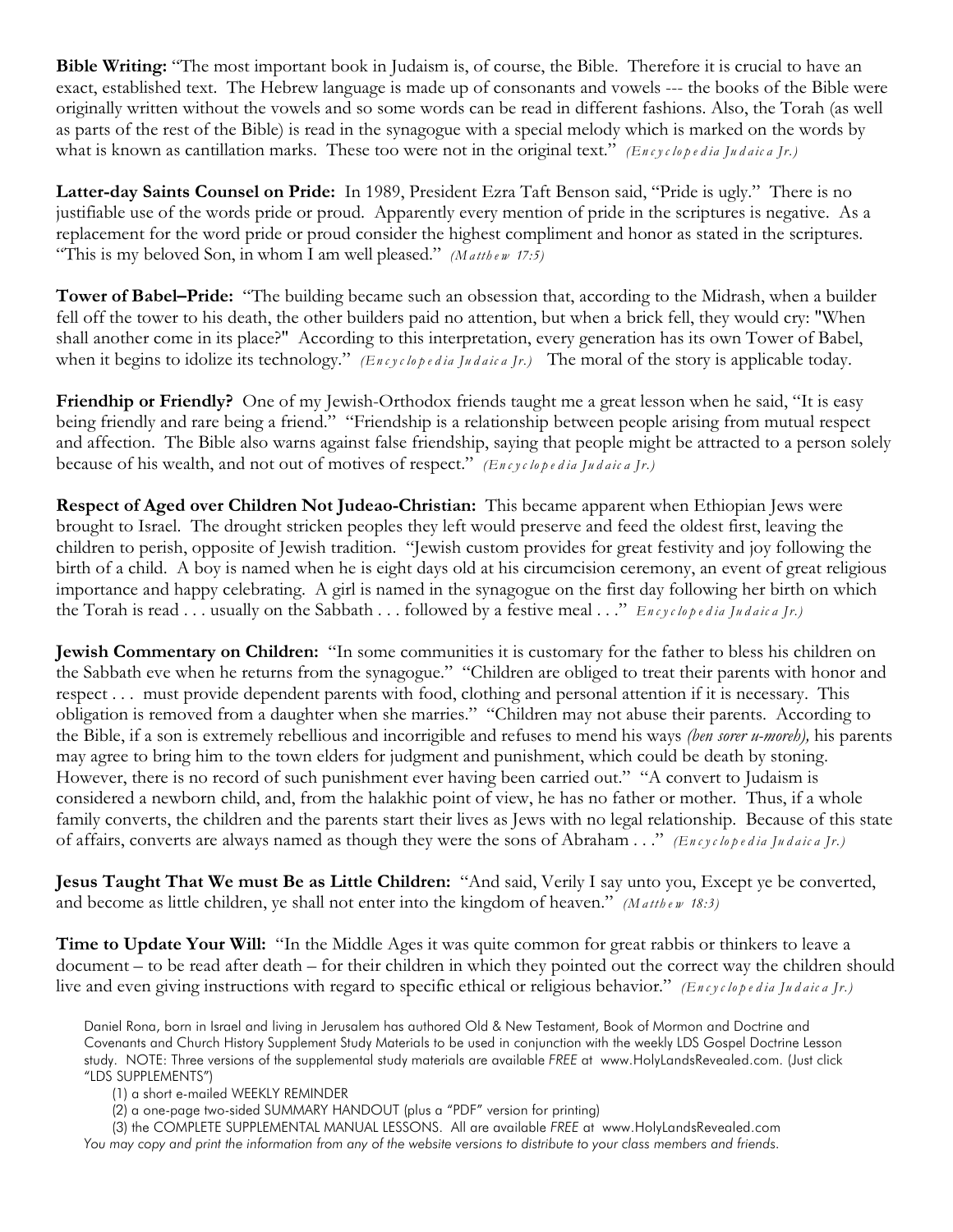**Bible Writing:** "The most important book in Judaism is, of course, the Bible. Therefore it is crucial to have an exact, established text. The Hebrew language is made up of consonants and vowels --- the books of the Bible were originally written without the vowels and so some words can be read in different fashions. Also, the Torah (as well as parts of the rest of the Bible) is read in the synagogue with a special melody which is marked on the words by what is known as cantillation marks. These too were not in the original text." *(Encyclopedia Judaica Jr.)*

**Latter-day Saints Counsel on Pride:** In 1989, President Ezra Taft Benson said, "Pride is ugly." There is no justifiable use of the words pride or proud. Apparently every mention of pride in the scriptures is negative. As a replacement for the word pride or proud consider the highest compliment and honor as stated in the scriptures. "This is my beloved Son, in whom I am well pleased." *(Matthew 17:5)*

**Tower of Babel–Pride:** "The building became such an obsession that, according to the Midrash, when a builder fell off the tower to his death, the other builders paid no attention, but when a brick fell, they would cry: "When shall another come in its place?" According to this interpretation, every generation has its own Tower of Babel, when it begins to idolize its technology." *(Encyclopedia Judaica Jr.)* The moral of the story is applicable today.

**Friendhip or Friendly?** One of my Jewish-Orthodox friends taught me a great lesson when he said, "It is easy being friendly and rare being a friend." "Friendship is a relationship between people arising from mutual respect and affection. The Bible also warns against false friendship, saying that people might be attracted to a person solely because of his wealth, and not out of motives of respect." *(Encyclopedia Judaica Jr.)*

**Respect of Aged over Children Not Judeao-Christian:** This became apparent when Ethiopian Jews were brought to Israel. The drought stricken peoples they left would preserve and feed the oldest first, leaving the children to perish, opposite of Jewish tradition. "Jewish custom provides for great festivity and joy following the birth of a child. A boy is named when he is eight days old at his circumcision ceremony, an event of great religious importance and happy celebrating. A girl is named in the synagogue on the first day following her birth on which the Torah is read . . . usually on the Sabbath . . . followed by a festive meal . . ." *Encyclopedia Judaica Jr.)*

**Jewish Commentary on Children:** "In some communities it is customary for the father to bless his children on the Sabbath eve when he returns from the synagogue." "Children are obliged to treat their parents with honor and respect . . . must provide dependent parents with food, clothing and personal attention if it is necessary. This obligation is removed from a daughter when she marries." "Children may not abuse their parents. According to the Bible, if a son is extremely rebellious and incorrigible and refuses to mend his ways *(ben sorer u-moreh),* his parents may agree to bring him to the town elders for judgment and punishment, which could be death by stoning. However, there is no record of such punishment ever having been carried out." "A convert to Judaism is considered a newborn child, and, from the halakhic point of view, he has no father or mother. Thus, if a whole family converts, the children and the parents start their lives as Jews with no legal relationship. Because of this state of affairs, converts are always named as though they were the sons of Abraham . . ." *(Encyclopedia Judaica Jr.)*

**Jesus Taught That We must Be as Little Children:** "And said, Verily I say unto you, Except ye be converted, and become as little children, ye shall not enter into the kingdom of heaven." *(Matthew 18:3)*

**Time to Update Your Will:** "In the Middle Ages it was quite common for great rabbis or thinkers to leave a document – to be read after death – for their children in which they pointed out the correct way the children should live and even giving instructions with regard to specific ethical or religious behavior." *(Encyclopedia Judaica Jr.)*

Daniel Rona, born in Israel and living in Jerusalem has authored Old & New Testament, Book of Mormon and Doctrine and Covenants and Church History Supplement Study Materials to be used in conjunction with the weekly LDS Gospel Doctrine Lesson study. NOTE: Three versions of the supplemental study materials are available *FREE* at www.HolyLandsRevealed.com. (Just click "LDS SUPPLEMENTS")

(1) a short e-mailed WEEKLY REMINDER
(2) a one-page two-sided SUMMARY HANDOUT (plus a "PDF" version for printing)
(3) the COMPLETE SUPPLEMENTAL MANUAL LESSONS. All are available *FREE* at www.HolyLandsRevealed.com

*You may copy and print the information from any of the website versions to distribute to your class members and friends.*